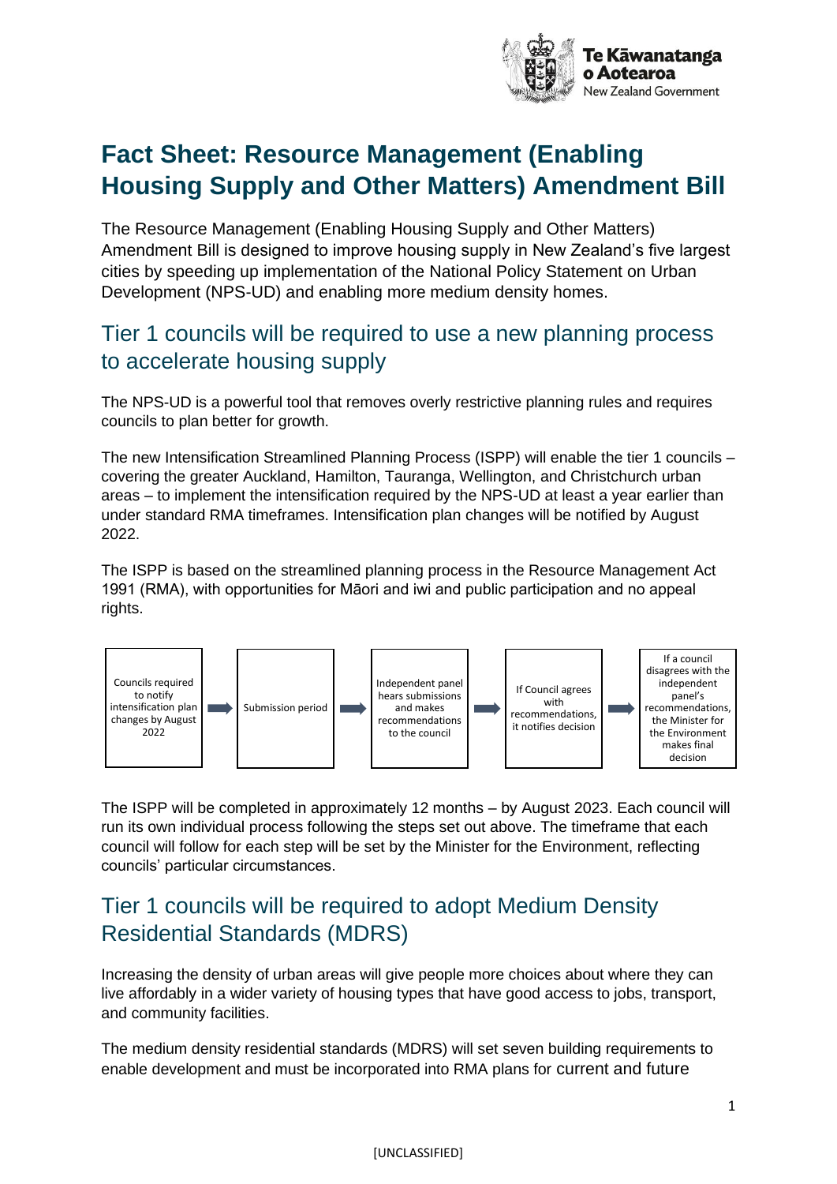# Fact Sheet: Resource Management (Enabling Housing Supply and Other Matters) Amendment Bill

The Resource Management (Enabling Housing Supply and Other Matters) Amendment Bill is designed to improve housing supply in New Zealand's five largest cities by speeding up implementation of the National Policy Statement on Urban Development (NPS-UD) and enabling more medium density homes.

## Tier 1 councils will be required to use a new planning process to accelerate housing supply

The NPS-UD is a powerful tool that removes overly restrictive planning rules and requires councils to plan better for growth.

The new Intensification Streamlined Planning Process (ISPP) will enable the tier 1 councils – covering the greater Auckland, Hamilton, Tauranga, Wellington, and Christchurch urban areas – to implement the intensification required by the NPS-UD at least a year earlier than under standard RMA timeframes. Intensification plan changes will be notified by August 2022.

The ISPP is based on the streamlined planning process in the Resource Management Act 1991 (RMA), with opportunities for Māori and iwi and public participation and no appeal rights.

Councils required to notify intensification plan changes by August 2022 → Submission period → Independent panel hears submissions and makes recommendations to the council → If Council agrees with recommendations, it notifies decision → If a council disagrees with the independent panel's recommendations, the Minister for the Environment makes final decision

The ISPP will be completed in approximately 12 months – by August 2023. Each council will run its own individual process following the steps set out above. The timeframe that each council will follow for each step will be set by the Minister for the Environment, reflecting councils' particular circumstances.

## Tier 1 councils will be required to adopt Medium Density Residential Standards (MDRS)

Increasing the density of urban areas will give people more choices about where they can live affordably in a wider variety of housing types that have good access to jobs, transport, and community facilities.

The medium density residential standards (MDRS) will set seven building requirements to enable development and must be incorporated into RMA plans for current and future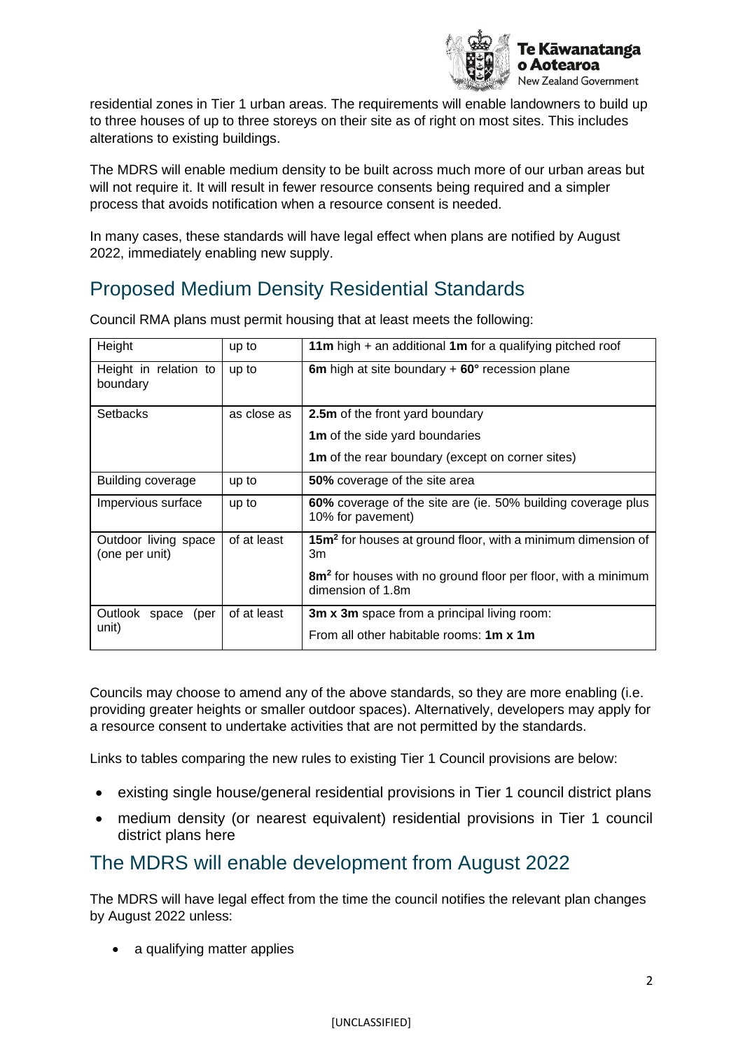residential zones in Tier 1 urban areas. The requirements will enable landowners to build up to three houses of up to three storeys on their site as of right on most sites. This includes alterations to existing buildings.

The MDRS will enable medium density to be built across much more of our urban areas but will not require it. It will result in fewer resource consents being required and a simpler process that avoids notification when a resource consent is needed.

In many cases, these standards will have legal effect when plans are notified by August 2022, immediately enabling new supply.

## Proposed Medium Density Residential Standards

Council RMA plans must permit housing that at least meets the following:

| Height | up to | **11m** high + an additional **1m** for a qualifying pitched roof |
|---|---|---|
| Height in relation to boundary | up to | **6m** high at site boundary + **60°** recession plane |
| Setbacks | as close as | **2.5m** of the front yard boundary<br>**1m** of the side yard boundaries<br>**1m** of the rear boundary (except on corner sites) |
| Building coverage | up to | **50%** coverage of the site area |
| Impervious surface | up to | **60%** coverage of the site are (ie. 50% building coverage plus 10% for pavement) |
| Outdoor living space (one per unit) | of at least | **15m²** for houses at ground floor, with a minimum dimension of 3m<br>**8m²** for houses with no ground floor per floor, with a minimum dimension of 1.8m |
| Outlook space (per unit) | of at least | **3m x 3m** space from a principal living room:<br>From all other habitable rooms: **1m x 1m** |

Councils may choose to amend any of the above standards, so they are more enabling (i.e. providing greater heights or smaller outdoor spaces). Alternatively, developers may apply for a resource consent to undertake activities that are not permitted by the standards.

Links to tables comparing the new rules to existing Tier 1 Council provisions are below:

- existing single house/general residential provisions in Tier 1 council district plans
- medium density (or nearest equivalent) residential provisions in Tier 1 council district plans here

## The MDRS will enable development from August 2022

The MDRS will have legal effect from the time the council notifies the relevant plan changes by August 2022 unless:

- a qualifying matter applies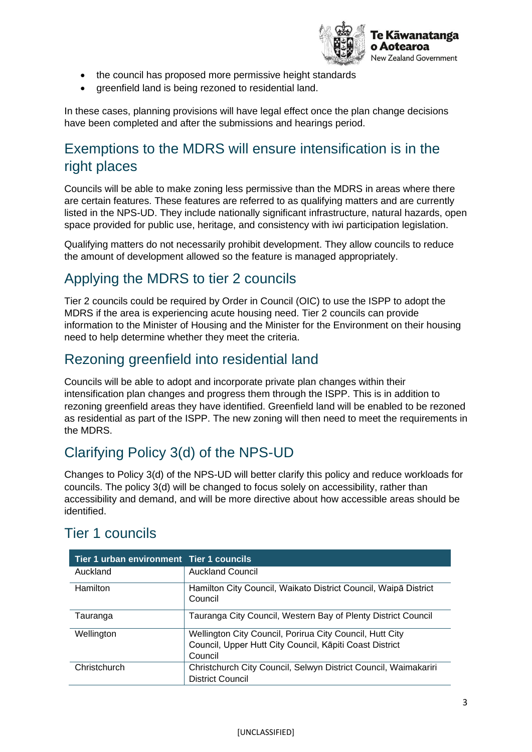- the council has proposed more permissive height standards
- greenfield land is being rezoned to residential land.

In these cases, planning provisions will have legal effect once the plan change decisions have been completed and after the submissions and hearings period.

## Exemptions to the MDRS will ensure intensification is in the right places

Councils will be able to make zoning less permissive than the MDRS in areas where there are certain features. These features are referred to as qualifying matters and are currently listed in the NPS-UD. They include nationally significant infrastructure, natural hazards, open space provided for public use, heritage, and consistency with iwi participation legislation.

Qualifying matters do not necessarily prohibit development. They allow councils to reduce the amount of development allowed so the feature is managed appropriately.

## Applying the MDRS to tier 2 councils

Tier 2 councils could be required by Order in Council (OIC) to use the ISPP to adopt the MDRS if the area is experiencing acute housing need. Tier 2 councils can provide information to the Minister of Housing and the Minister for the Environment on their housing need to help determine whether they meet the criteria.

## Rezoning greenfield into residential land

Councils will be able to adopt and incorporate private plan changes within their intensification plan changes and progress them through the ISPP. This is in addition to rezoning greenfield areas they have identified. Greenfield land will be enabled to be rezoned as residential as part of the ISPP. The new zoning will then need to meet the requirements in the MDRS.

## Clarifying Policy 3(d) of the NPS-UD

Changes to Policy 3(d) of the NPS-UD will better clarify this policy and reduce workloads for councils. The policy 3(d) will be changed to focus solely on accessibility, rather than accessibility and demand, and will be more directive about how accessible areas should be identified.

## Tier 1 councils

| Tier 1 urban environment | Tier 1 councils |
|---|---|
| Auckland | Auckland Council |
| Hamilton | Hamilton City Council, Waikato District Council, Waipā District Council |
| Tauranga | Tauranga City Council, Western Bay of Plenty District Council |
| Wellington | Wellington City Council, Porirua City Council, Hutt City Council, Upper Hutt City Council, Kāpiti Coast District Council |
| Christchurch | Christchurch City Council, Selwyn District Council, Waimakariri District Council |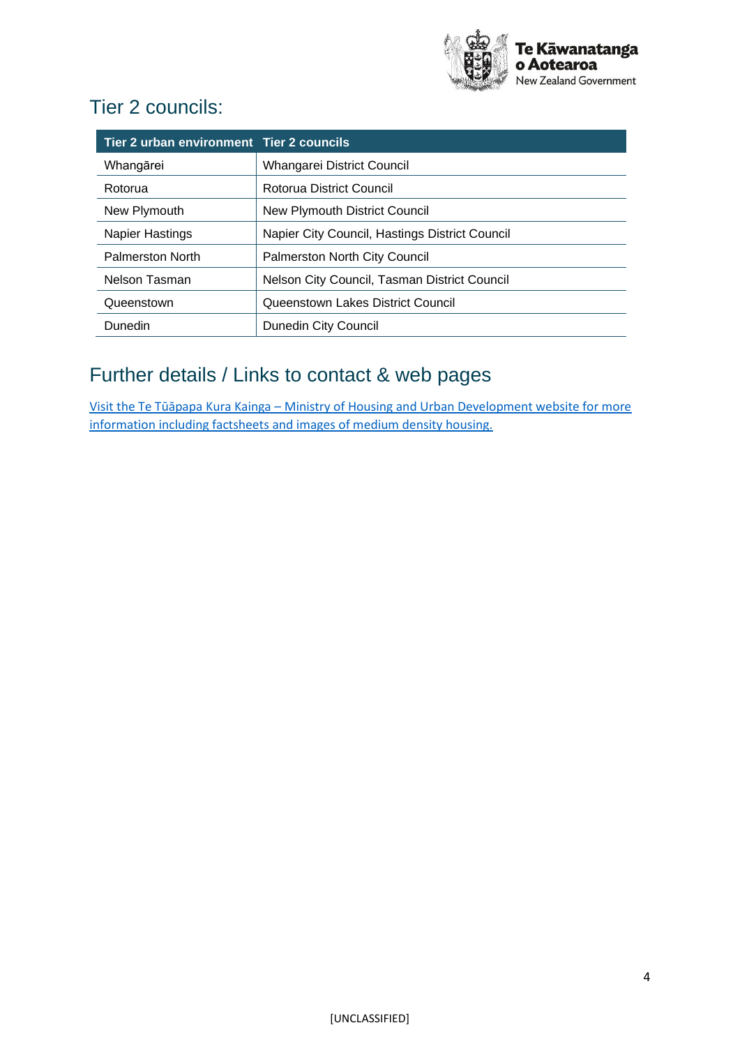## Tier 2 councils:

| Tier 2 urban environment | Tier 2 councils |
|---|---|
| Whangārei | Whangarei District Council |
| Rotorua | Rotorua District Council |
| New Plymouth | New Plymouth District Council |
| Napier Hastings | Napier City Council, Hastings District Council |
| Palmerston North | Palmerston North City Council |
| Nelson Tasman | Nelson City Council, Tasman District Council |
| Queenstown | Queenstown Lakes District Council |
| Dunedin | Dunedin City Council |

## Further details / Links to contact & web pages

Visit the Te Tūāpapa Kura Kainga – Ministry of Housing and Urban Development website for more information including factsheets and images of medium density housing.

[UNCLASSIFIED]